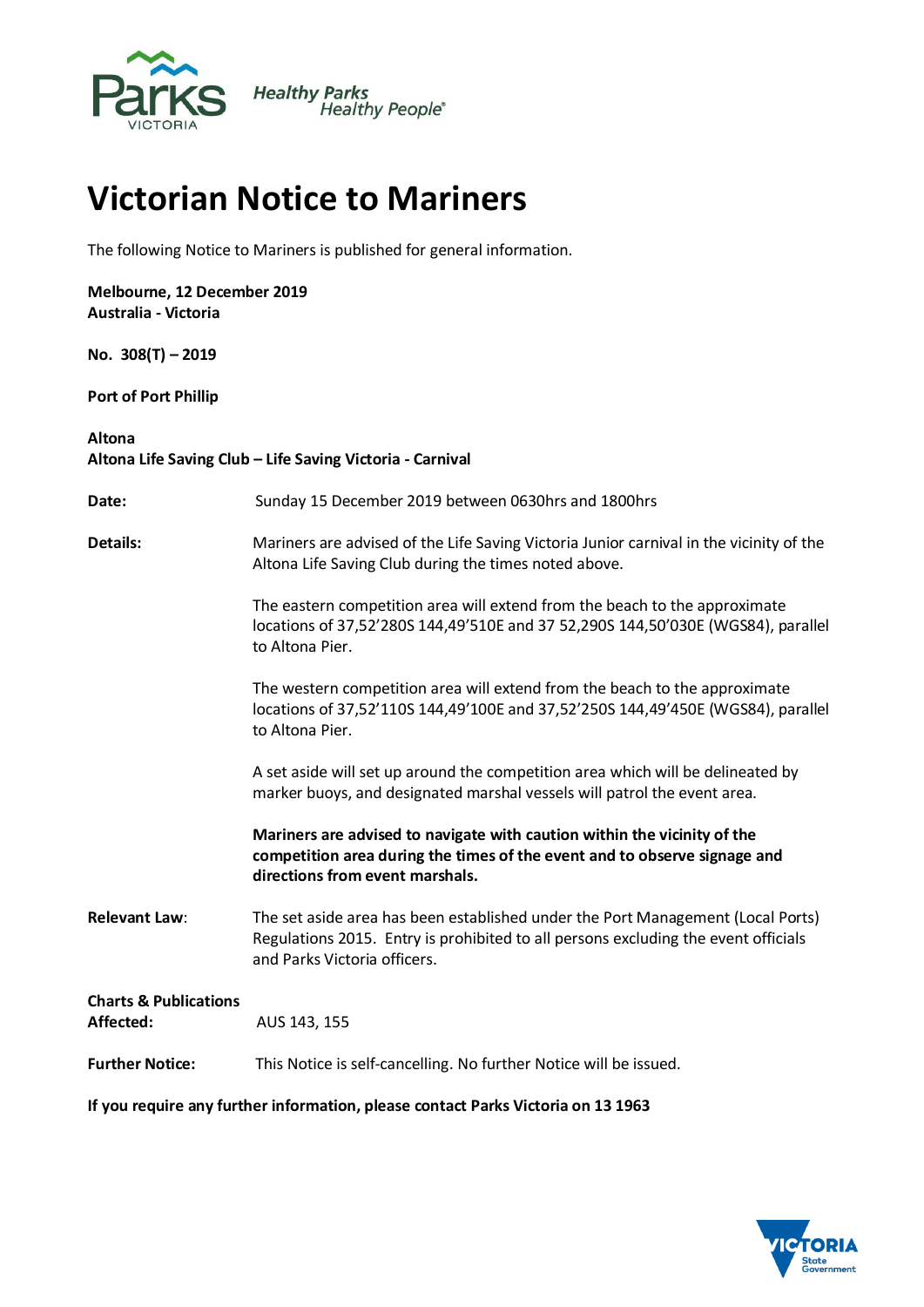Healthy Parks
Healthy People®

# Victorian Notice to Mariners

The following Notice to Mariners is published for general information.

**Melbourne, 12 December 2019**
**Australia - Victoria**

**No. 308(T) – 2019**

**Port of Port Phillip**

**Altona**
**Altona Life Saving Club – Life Saving Victoria - Carnival**

**Date:** Sunday 15 December 2019 between 0630hrs and 1800hrs

**Details:** Mariners are advised of the Life Saving Victoria Junior carnival in the vicinity of the Altona Life Saving Club during the times noted above.

The eastern competition area will extend from the beach to the approximate locations of 37,52’280S 144,49’510E and 37 52,290S 144,50’030E (WGS84), parallel to Altona Pier.

The western competition area will extend from the beach to the approximate locations of 37,52’110S 144,49’100E and 37,52’250S 144,49’450E (WGS84), parallel to Altona Pier.

A set aside will set up around the competition area which will be delineated by marker buoys, and designated marshal vessels will patrol the event area.

**Mariners are advised to navigate with caution within the vicinity of the competition area during the times of the event and to observe signage and directions from event marshals.**

**Relevant Law**: The set aside area has been established under the Port Management (Local Ports) Regulations 2015. Entry is prohibited to all persons excluding the event officials and Parks Victoria officers.

**Charts & Publications Affected:** AUS 143, 155

**Further Notice:** This Notice is self-cancelling. No further Notice will be issued.

**If you require any further information, please contact Parks Victoria on 13 1963**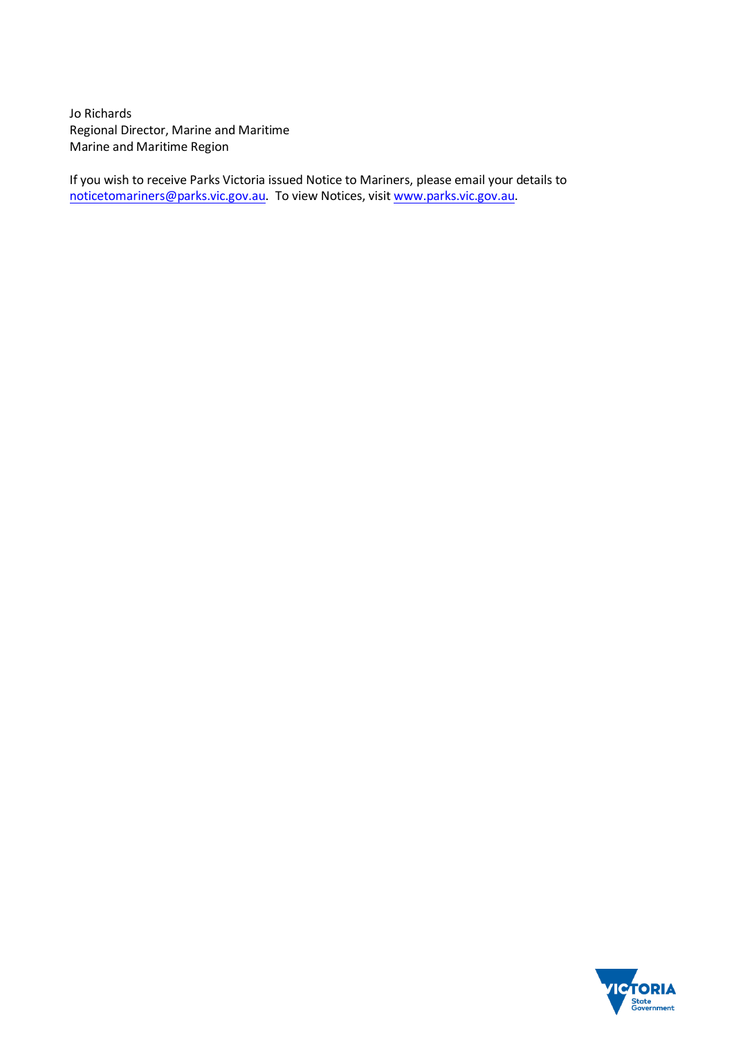Jo Richards
Regional Director, Marine and Maritime
Marine and Maritime Region

If you wish to receive Parks Victoria issued Notice to Mariners, please email your details to noticetomariners@parks.vic.gov.au. To view Notices, visit www.parks.vic.gov.au.